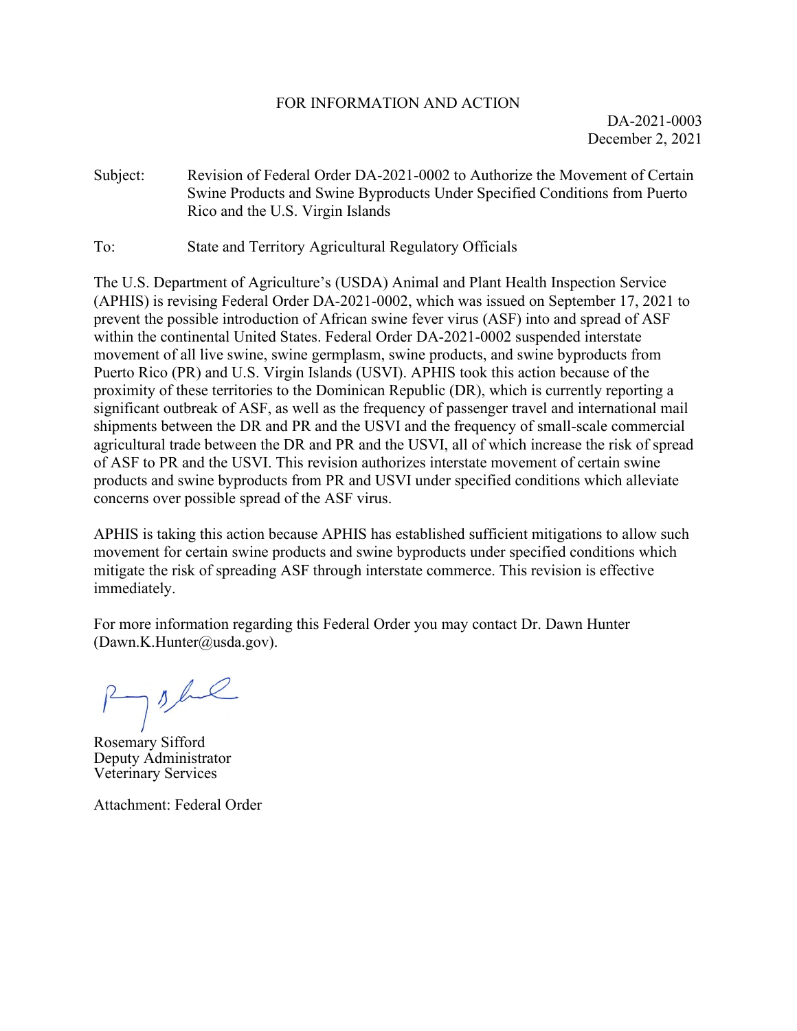FOR INFORMATION AND ACTION

DA-2021-0003
December 2, 2021

Subject: Revision of Federal Order DA-2021-0002 to Authorize the Movement of Certain Swine Products and Swine Byproducts Under Specified Conditions from Puerto Rico and the U.S. Virgin Islands

To: State and Territory Agricultural Regulatory Officials

The U.S. Department of Agriculture's (USDA) Animal and Plant Health Inspection Service (APHIS) is revising Federal Order DA-2021-0002, which was issued on September 17, 2021 to prevent the possible introduction of African swine fever virus (ASF) into and spread of ASF within the continental United States. Federal Order DA-2021-0002 suspended interstate movement of all live swine, swine germplasm, swine products, and swine byproducts from Puerto Rico (PR) and U.S. Virgin Islands (USVI). APHIS took this action because of the proximity of these territories to the Dominican Republic (DR), which is currently reporting a significant outbreak of ASF, as well as the frequency of passenger travel and international mail shipments between the DR and PR and the USVI and the frequency of small-scale commercial agricultural trade between the DR and PR and the USVI, all of which increase the risk of spread of ASF to PR and the USVI. This revision authorizes interstate movement of certain swine products and swine byproducts from PR and USVI under specified conditions which alleviate concerns over possible spread of the ASF virus.

APHIS is taking this action because APHIS has established sufficient mitigations to allow such movement for certain swine products and swine byproducts under specified conditions which mitigate the risk of spreading ASF through interstate commerce. This revision is effective immediately.

For more information regarding this Federal Order you may contact Dr. Dawn Hunter (Dawn.K.Hunter@usda.gov).

Rosemary Sifford
Deputy Administrator
Veterinary Services

Attachment: Federal Order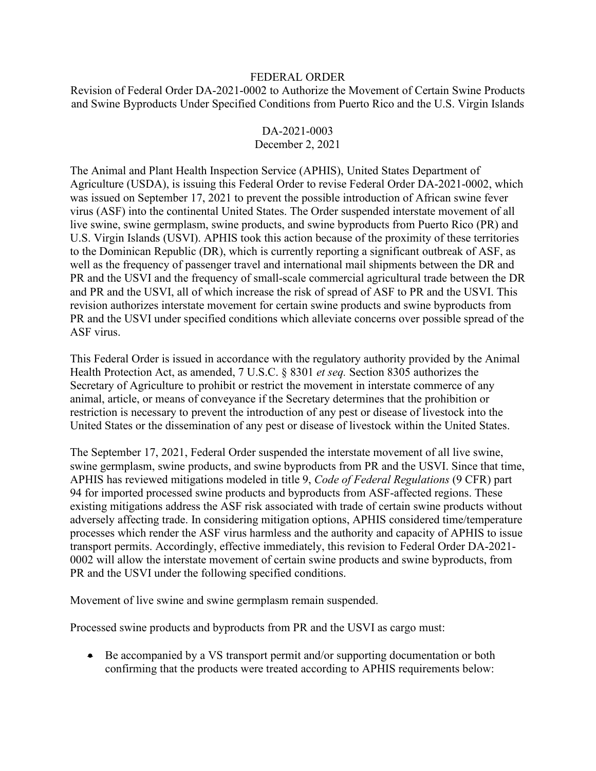FEDERAL ORDER

Revision of Federal Order DA-2021-0002 to Authorize the Movement of Certain Swine Products and Swine Byproducts Under Specified Conditions from Puerto Rico and the U.S. Virgin Islands

DA-2021-0003

December 2, 2021

The Animal and Plant Health Inspection Service (APHIS), United States Department of Agriculture (USDA), is issuing this Federal Order to revise Federal Order DA-2021-0002, which was issued on September 17, 2021 to prevent the possible introduction of African swine fever virus (ASF) into the continental United States. The Order suspended interstate movement of all live swine, swine germplasm, swine products, and swine byproducts from Puerto Rico (PR) and U.S. Virgin Islands (USVI). APHIS took this action because of the proximity of these territories to the Dominican Republic (DR), which is currently reporting a significant outbreak of ASF, as well as the frequency of passenger travel and international mail shipments between the DR and PR and the USVI and the frequency of small-scale commercial agricultural trade between the DR and PR and the USVI, all of which increase the risk of spread of ASF to PR and the USVI. This revision authorizes interstate movement for certain swine products and swine byproducts from PR and the USVI under specified conditions which alleviate concerns over possible spread of the ASF virus.

This Federal Order is issued in accordance with the regulatory authority provided by the Animal Health Protection Act, as amended, 7 U.S.C. § 8301 *et seq.* Section 8305 authorizes the Secretary of Agriculture to prohibit or restrict the movement in interstate commerce of any animal, article, or means of conveyance if the Secretary determines that the prohibition or restriction is necessary to prevent the introduction of any pest or disease of livestock into the United States or the dissemination of any pest or disease of livestock within the United States.

The September 17, 2021, Federal Order suspended the interstate movement of all live swine, swine germplasm, swine products, and swine byproducts from PR and the USVI. Since that time, APHIS has reviewed mitigations modeled in title 9, *Code of Federal Regulations* (9 CFR) part 94 for imported processed swine products and byproducts from ASF-affected regions. These existing mitigations address the ASF risk associated with trade of certain swine products without adversely affecting trade. In considering mitigation options, APHIS considered time/temperature processes which render the ASF virus harmless and the authority and capacity of APHIS to issue transport permits. Accordingly, effective immediately, this revision to Federal Order DA-2021-0002 will allow the interstate movement of certain swine products and swine byproducts, from PR and the USVI under the following specified conditions.

Movement of live swine and swine germplasm remain suspended.

Processed swine products and byproducts from PR and the USVI as cargo must:

- Be accompanied by a VS transport permit and/or supporting documentation or both confirming that the products were treated according to APHIS requirements below: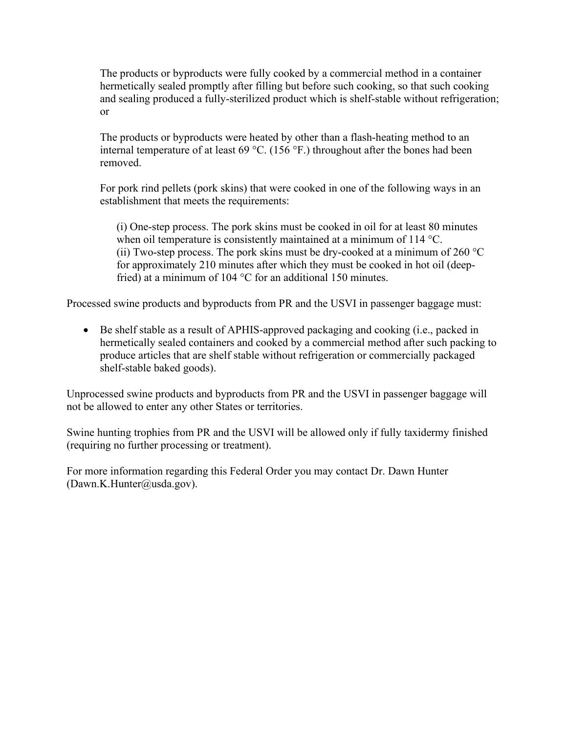The products or byproducts were fully cooked by a commercial method in a container hermetically sealed promptly after filling but before such cooking, so that such cooking and sealing produced a fully-sterilized product which is shelf-stable without refrigeration; or

The products or byproducts were heated by other than a flash-heating method to an internal temperature of at least 69 °C. (156 °F.) throughout after the bones had been removed.

For pork rind pellets (pork skins) that were cooked in one of the following ways in an establishment that meets the requirements:

(i) One-step process. The pork skins must be cooked in oil for at least 80 minutes when oil temperature is consistently maintained at a minimum of 114 °C.
(ii) Two-step process. The pork skins must be dry-cooked at a minimum of 260 °C for approximately 210 minutes after which they must be cooked in hot oil (deep-fried) at a minimum of 104 °C for an additional 150 minutes.

Processed swine products and byproducts from PR and the USVI in passenger baggage must:

- Be shelf stable as a result of APHIS-approved packaging and cooking (i.e., packed in hermetically sealed containers and cooked by a commercial method after such packing to produce articles that are shelf stable without refrigeration or commercially packaged shelf-stable baked goods).

Unprocessed swine products and byproducts from PR and the USVI in passenger baggage will not be allowed to enter any other States or territories.

Swine hunting trophies from PR and the USVI will be allowed only if fully taxidermy finished (requiring no further processing or treatment).

For more information regarding this Federal Order you may contact Dr. Dawn Hunter (Dawn.K.Hunter@usda.gov).